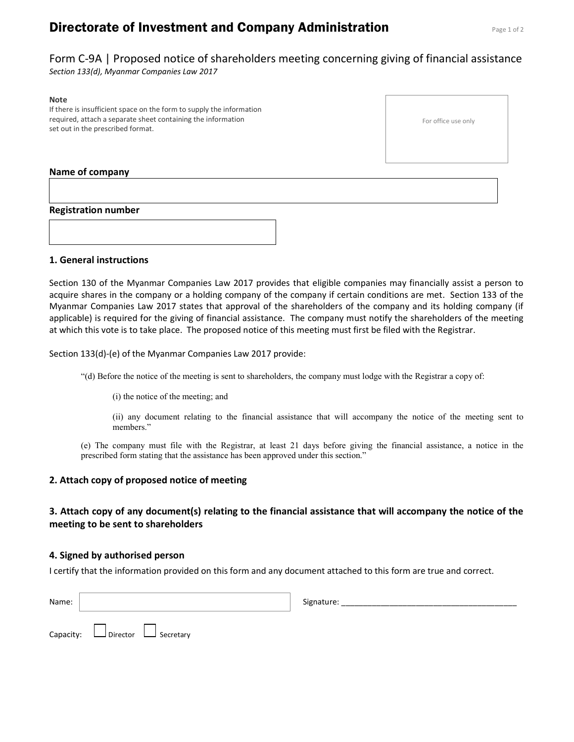# Directorate of Investment and Company Administration

## Form C-9A | Proposed notice of shareholders meeting concerning giving of financial assistance

*Section 133(d), Myanmar Companies Law 2017*

**Note**
If there is insufficient space on the form to supply the information required, attach a separate sheet containing the information set out in the prescribed format.

For office use only

**Name of company**

**Registration number**

### 1. General instructions

Section 130 of the Myanmar Companies Law 2017 provides that eligible companies may financially assist a person to acquire shares in the company or a holding company of the company if certain conditions are met. Section 133 of the Myanmar Companies Law 2017 states that approval of the shareholders of the company and its holding company (if applicable) is required for the giving of financial assistance. The company must notify the shareholders of the meeting at which this vote is to take place. The proposed notice of this meeting must first be filed with the Registrar.

Section 133(d)-(e) of the Myanmar Companies Law 2017 provide:

> "(d) Before the notice of the meeting is sent to shareholders, the company must lodge with the Registrar a copy of:
>
> (i) the notice of the meeting; and
>
> (ii) any document relating to the financial assistance that will accompany the notice of the meeting sent to members."
>
> (e) The company must file with the Registrar, at least 21 days before giving the financial assistance, a notice in the prescribed form stating that the assistance has been approved under this section."

### 2. Attach copy of proposed notice of meeting

### 3. Attach copy of any document(s) relating to the financial assistance that will accompany the notice of the meeting to be sent to shareholders

### 4. Signed by authorised person

I certify that the information provided on this form and any document attached to this form are true and correct.

Name: ______________________ Signature: ______________________

Capacity: ☐ Director ☐ Secretary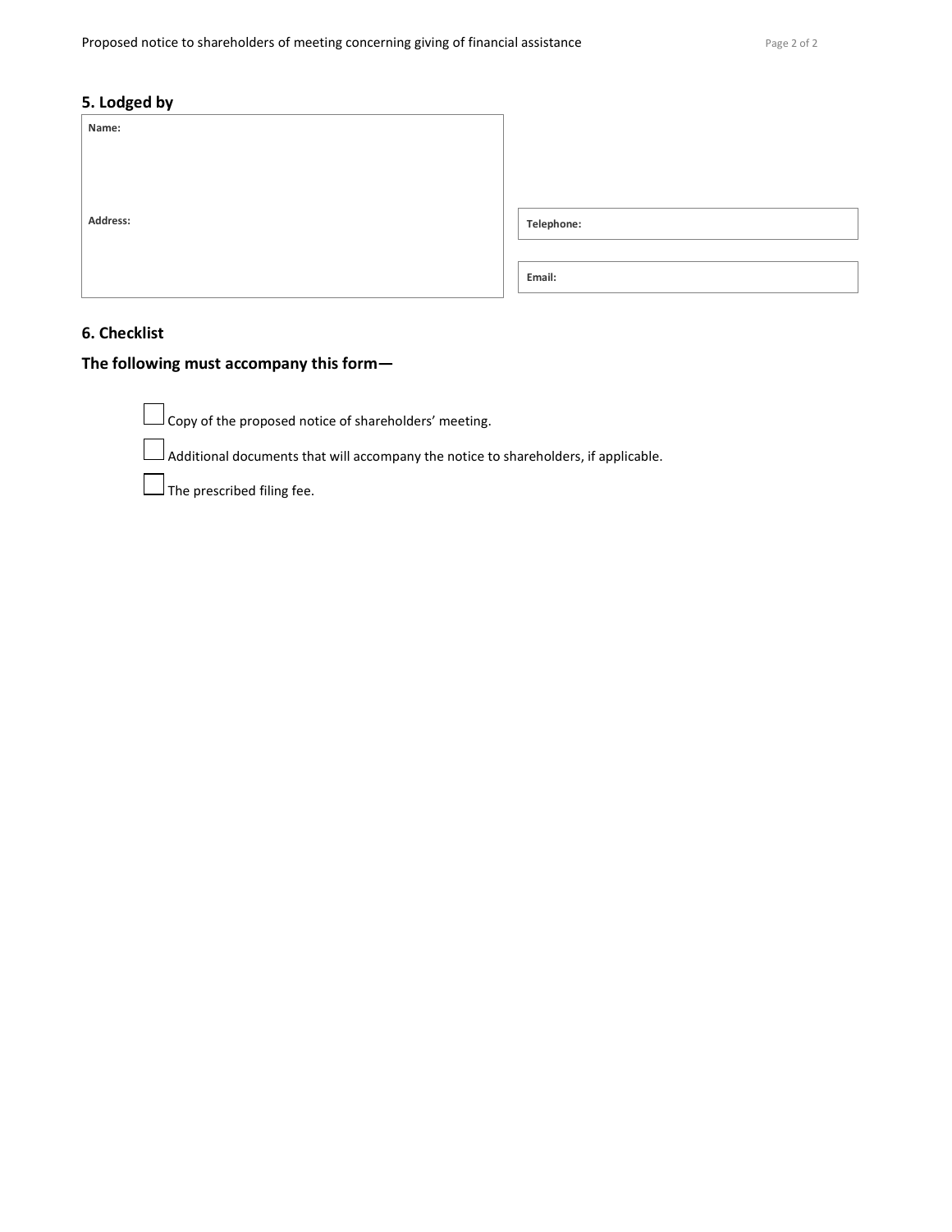## 5. Lodged by

**Name:**

**Address:**

**Telephone:**

**Email:**

## 6. Checklist

### The following must accompany this form—

- ☐ Copy of the proposed notice of shareholders' meeting.
- ☐ Additional documents that will accompany the notice to shareholders, if applicable.
- ☐ The prescribed filing fee.